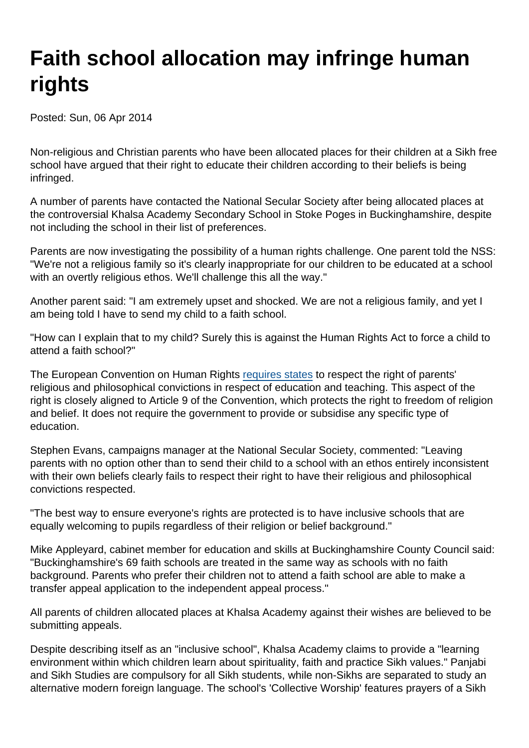# Faith school allocation may infringe human rights

Posted: Sun, 06 Apr 2014

Non-religious and Christian parents who have been allocated places for their children at a Sikh free school have argued that their right to educate their children according to their beliefs is being infringed.

A number of parents have contacted the National Secular Society after being allocated places at the controversial Khalsa Academy Secondary School in Stoke Poges in Buckinghamshire, despite not including the school in their list of preferences.

Parents are now investigating the possibility of a human rights challenge. One parent told the NSS: "We're not a religious family so it's clearly inappropriate for our children to be educated at a school with an overtly religious ethos. We'll challenge this all the way."

Another parent said: "I am extremely upset and shocked. We are not a religious family, and yet I am being told I have to send my child to a faith school.

"How can I explain that to my child? Surely this is against the Human Rights Act to force a child to attend a faith school?"

The European Convention on Human Rights [requires states] to respect the right of parents' religious and philosophical convictions in respect of education and teaching. This aspect of the right is closely aligned to Article 9 of the Convention, which protects the right to freedom of religion and belief. It does not require the government to provide or subsidise any specific type of education.

Stephen Evans, campaigns manager at the National Secular Society, commented: "Leaving parents with no option other than to send their child to a school with an ethos entirely inconsistent with their own beliefs clearly fails to respect their right to have their religious and philosophical convictions respected.

"The best way to ensure everyone's rights are protected is to have inclusive schools that are equally welcoming to pupils regardless of their religion or belief background."

Mike Appleyard, cabinet member for education and skills at Buckinghamshire County Council said: "Buckinghamshire's 69 faith schools are treated in the same way as schools with no faith background. Parents who prefer their children not to attend a faith school are able to make a transfer appeal application to the independent appeal process."

All parents of children allocated places at Khalsa Academy against their wishes are believed to be submitting appeals.

Despite describing itself as an "inclusive school", Khalsa Academy claims to provide a "learning environment within which children learn about spirituality, faith and practice Sikh values." Panjabi and Sikh Studies are compulsory for all Sikh students, while non-Sikhs are separated to study an alternative modern foreign language. The school's 'Collective Worship' features prayers of a Sikh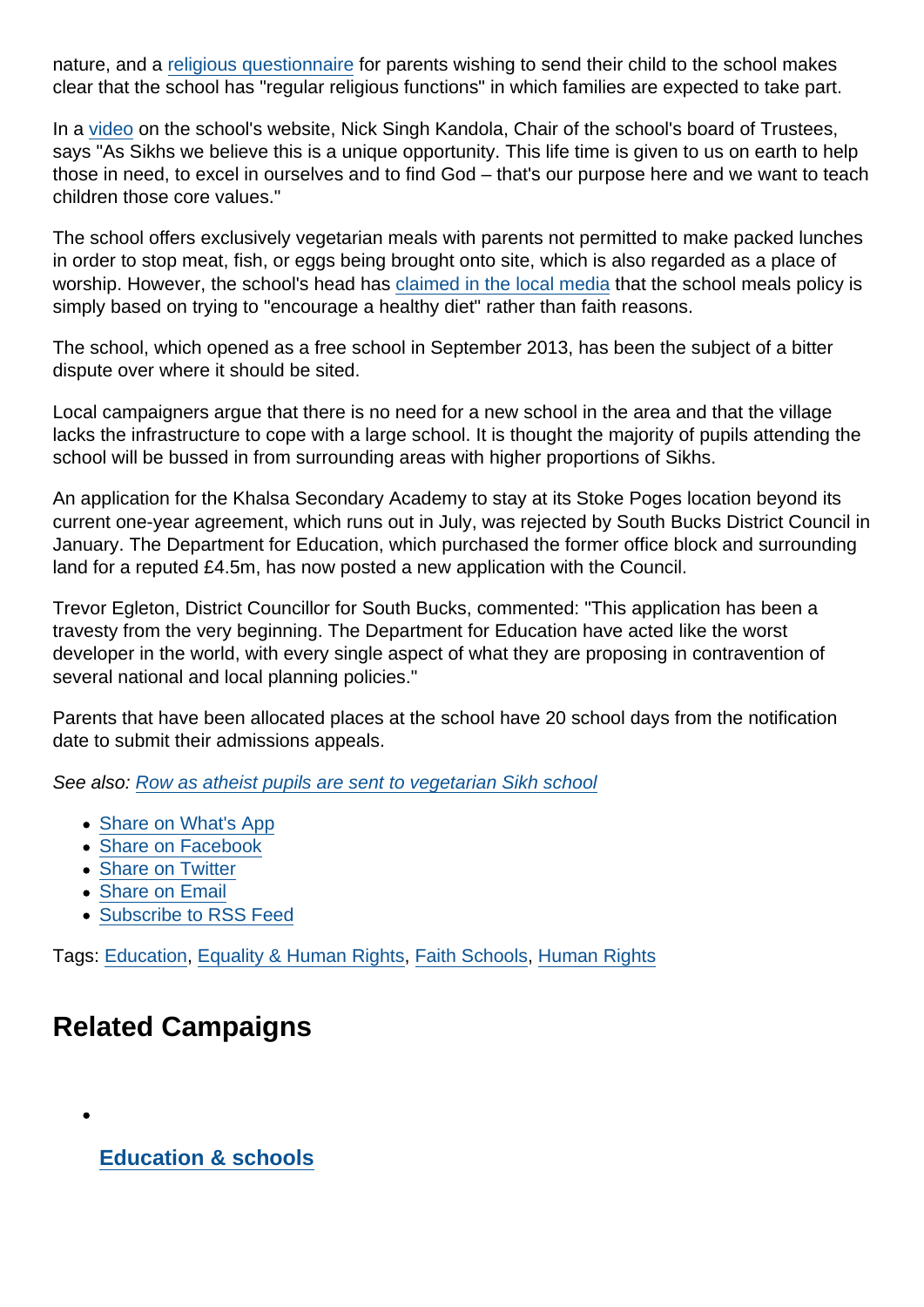nature, and a religious questionnaire for parents wishing to send their child to the school makes clear that the school has "regular religious functions" in which families are expected to take part.

In a video on the school's website, Nick Singh Kandola, Chair of the school's board of Trustees, says "As Sikhs we believe this is a unique opportunity. This life time is given to us on earth to help those in need, to excel in ourselves and to find God – that's our purpose here and we want to teach children those core values."

The school offers exclusively vegetarian meals with parents not permitted to make packed lunches in order to stop meat, fish, or eggs being brought onto site, which is also regarded as a place of worship. However, the school's head has claimed in the local media that the school meals policy is simply based on trying to "encourage a healthy diet" rather than faith reasons.

The school, which opened as a free school in September 2013, has been the subject of a bitter dispute over where it should be sited.

Local campaigners argue that there is no need for a new school in the area and that the village lacks the infrastructure to cope with a large school. It is thought the majority of pupils attending the school will be bussed in from surrounding areas with higher proportions of Sikhs.

An application for the Khalsa Secondary Academy to stay at its Stoke Poges location beyond its current one-year agreement, which runs out in July, was rejected by South Bucks District Council in January. The Department for Education, which purchased the former office block and surrounding land for a reputed £4.5m, has now posted a new application with the Council.

Trevor Egleton, District Councillor for South Bucks, commented: "This application has been a travesty from the very beginning. The Department for Education have acted like the worst developer in the world, with every single aspect of what they are proposing in contravention of several national and local planning policies."

Parents that have been allocated places at the school have 20 school days from the notification date to submit their admissions appeals.

*See also: Row as atheist pupils are sent to vegetarian Sikh school*

- Share on What's App
- Share on Facebook
- Share on Twitter
- Share on Email
- Subscribe to RSS Feed

Tags: Education, Equality & Human Rights, Faith Schools, Human Rights

## Related Campaigns

- **Education & schools**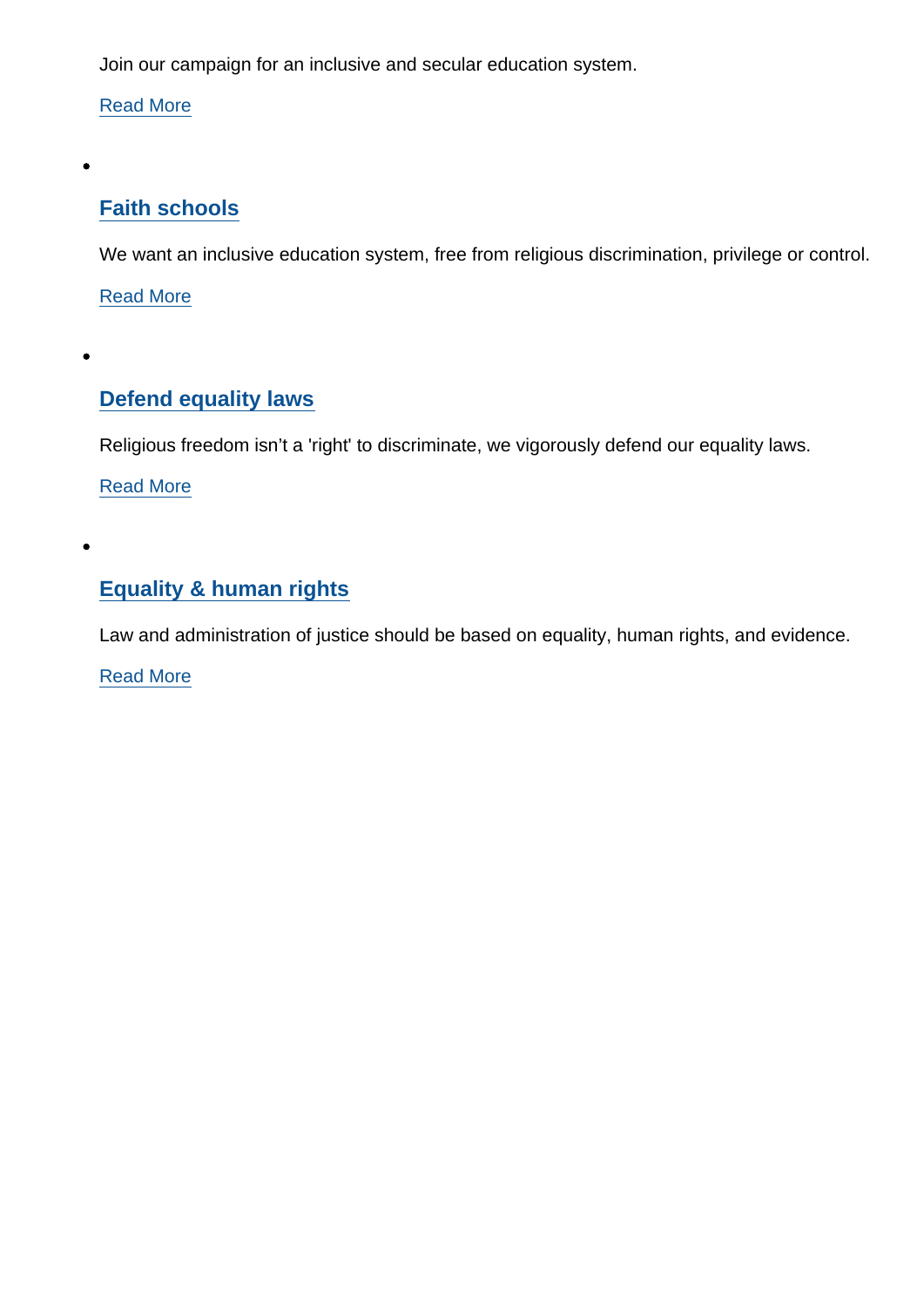Join our campaign for an inclusive and secular education system.

Read More

- ### Faith schools

  We want an inclusive education system, free from religious discrimination, privilege or control.

  Read More

- ### Defend equality laws

  Religious freedom isn’t a 'right' to discriminate, we vigorously defend our equality laws.

  Read More

- ### Equality & human rights

  Law and administration of justice should be based on equality, human rights, and evidence.

  Read More